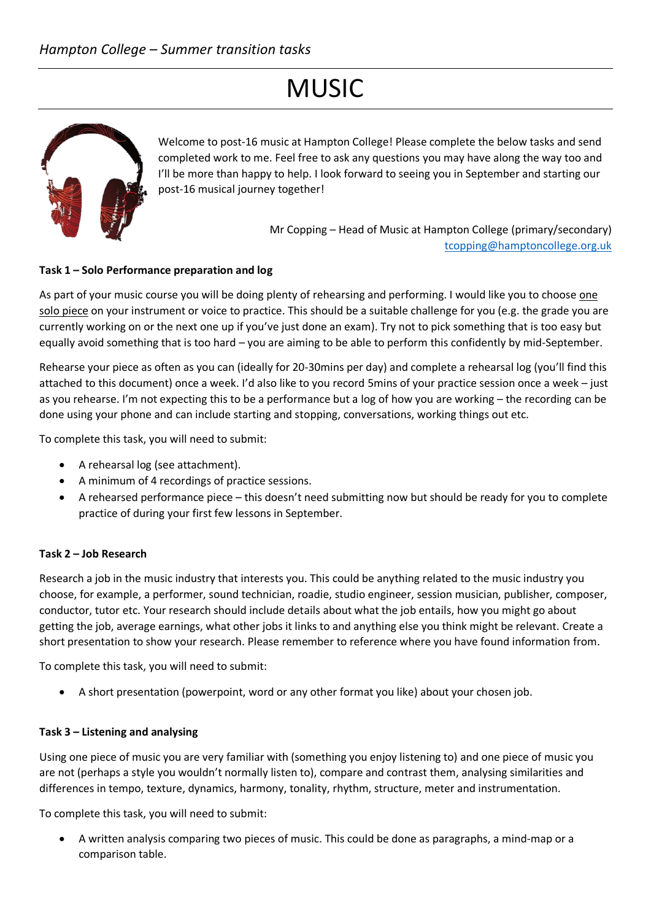*Hampton College – Summer transition tasks*

# MUSIC

Welcome to post-16 music at Hampton College! Please complete the below tasks and send completed work to me. Feel free to ask any questions you may have along the way too and I'll be more than happy to help. I look forward to seeing you in September and starting our post-16 musical journey together!

Mr Copping – Head of Music at Hampton College (primary/secondary)
tcopping@hamptoncollege.org.uk

**Task 1 – Solo Performance preparation and log**

As part of your music course you will be doing plenty of rehearsing and performing. I would like you to choose one solo piece on your instrument or voice to practice. This should be a suitable challenge for you (e.g. the grade you are currently working on or the next one up if you've just done an exam). Try not to pick something that is too easy but equally avoid something that is too hard – you are aiming to be able to perform this confidently by mid-September.

Rehearse your piece as often as you can (ideally for 20-30mins per day) and complete a rehearsal log (you'll find this attached to this document) once a week. I'd also like to you record 5mins of your practice session once a week – just as you rehearse. I'm not expecting this to be a performance but a log of how you are working – the recording can be done using your phone and can include starting and stopping, conversations, working things out etc.

To complete this task, you will need to submit:

- A rehearsal log (see attachment).
- A minimum of 4 recordings of practice sessions.
- A rehearsed performance piece – this doesn't need submitting now but should be ready for you to complete practice of during your first few lessons in September.

**Task 2 – Job Research**

Research a job in the music industry that interests you. This could be anything related to the music industry you choose, for example, a performer, sound technician, roadie, studio engineer, session musician, publisher, composer, conductor, tutor etc. Your research should include details about what the job entails, how you might go about getting the job, average earnings, what other jobs it links to and anything else you think might be relevant. Create a short presentation to show your research. Please remember to reference where you have found information from.

To complete this task, you will need to submit:

- A short presentation (powerpoint, word or any other format you like) about your chosen job.

**Task 3 – Listening and analysing**

Using one piece of music you are very familiar with (something you enjoy listening to) and one piece of music you are not (perhaps a style you wouldn't normally listen to), compare and contrast them, analysing similarities and differences in tempo, texture, dynamics, harmony, tonality, rhythm, structure, meter and instrumentation.

To complete this task, you will need to submit:

- A written analysis comparing two pieces of music. This could be done as paragraphs, a mind-map or a comparison table.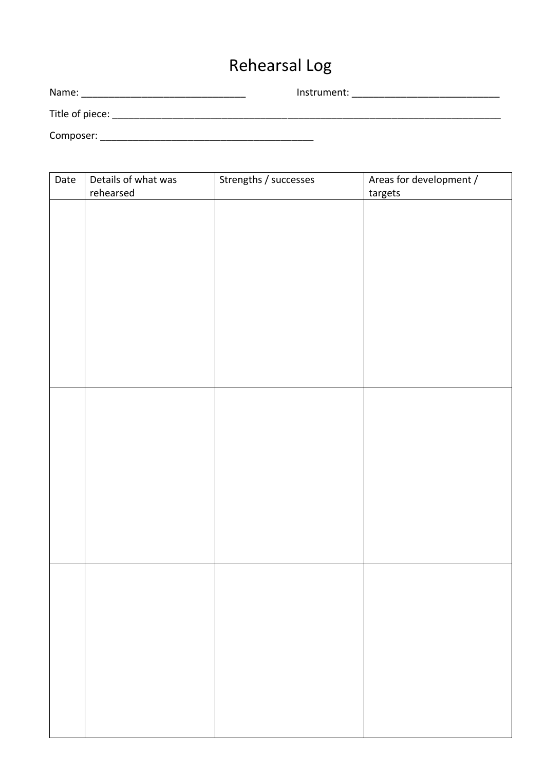# Rehearsal Log

Name: _______________________________ Instrument: ____________________________

Title of piece: _____________________________________________________________________________

Composer: _________________________________________

| Date | Details of what was rehearsed | Strengths / successes | Areas for development / targets |
|---|---|---|---|
| | | | |
| | | | |
| | | | |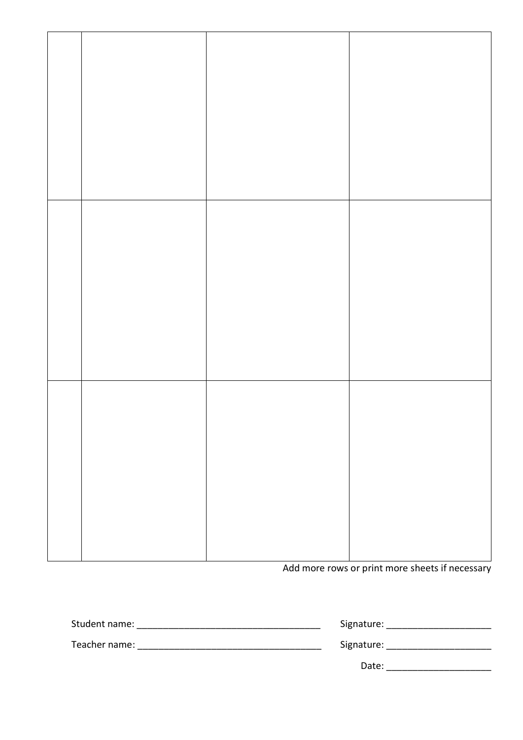| | | | |
|---|---|---|---|
| | | | |
| | | | |
| | | | |

Add more rows or print more sheets if necessary

Student name: ___________________________________ Signature: ___________________

Teacher name: ___________________________________ Signature: ___________________

Date: ___________________